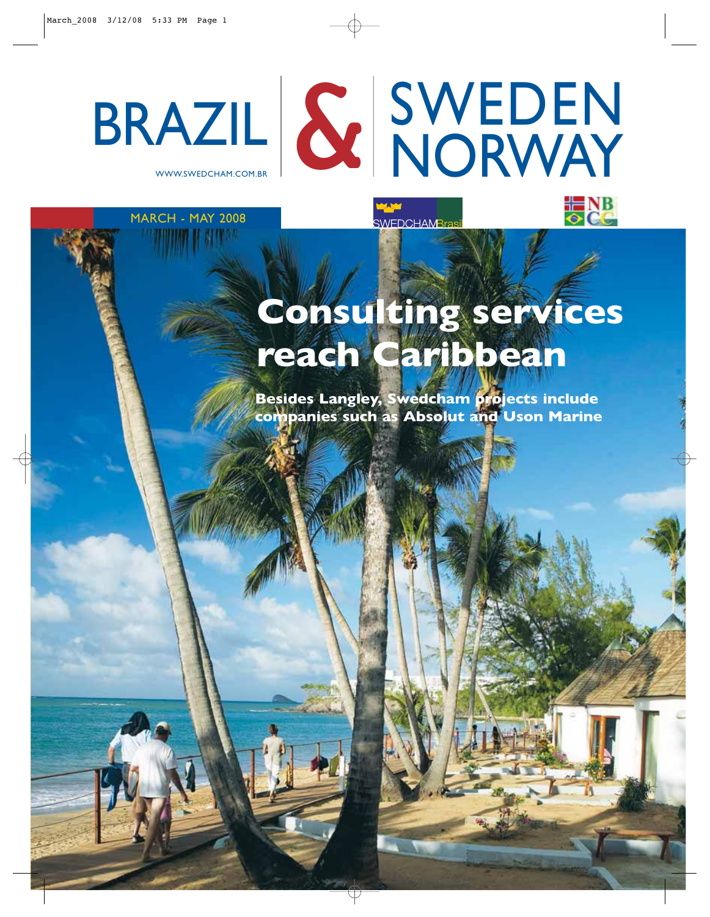# BRAZIL & SWEDEN NORWAY

WWW.SWEDCHAM.COM.BR

MARCH - MAY 2008

SWEDCHAMBrasil

NBCC

# Consulting services reach Caribbean

**Besides Langley, Swedcham projects include companies such as Absolut and Uson Marine**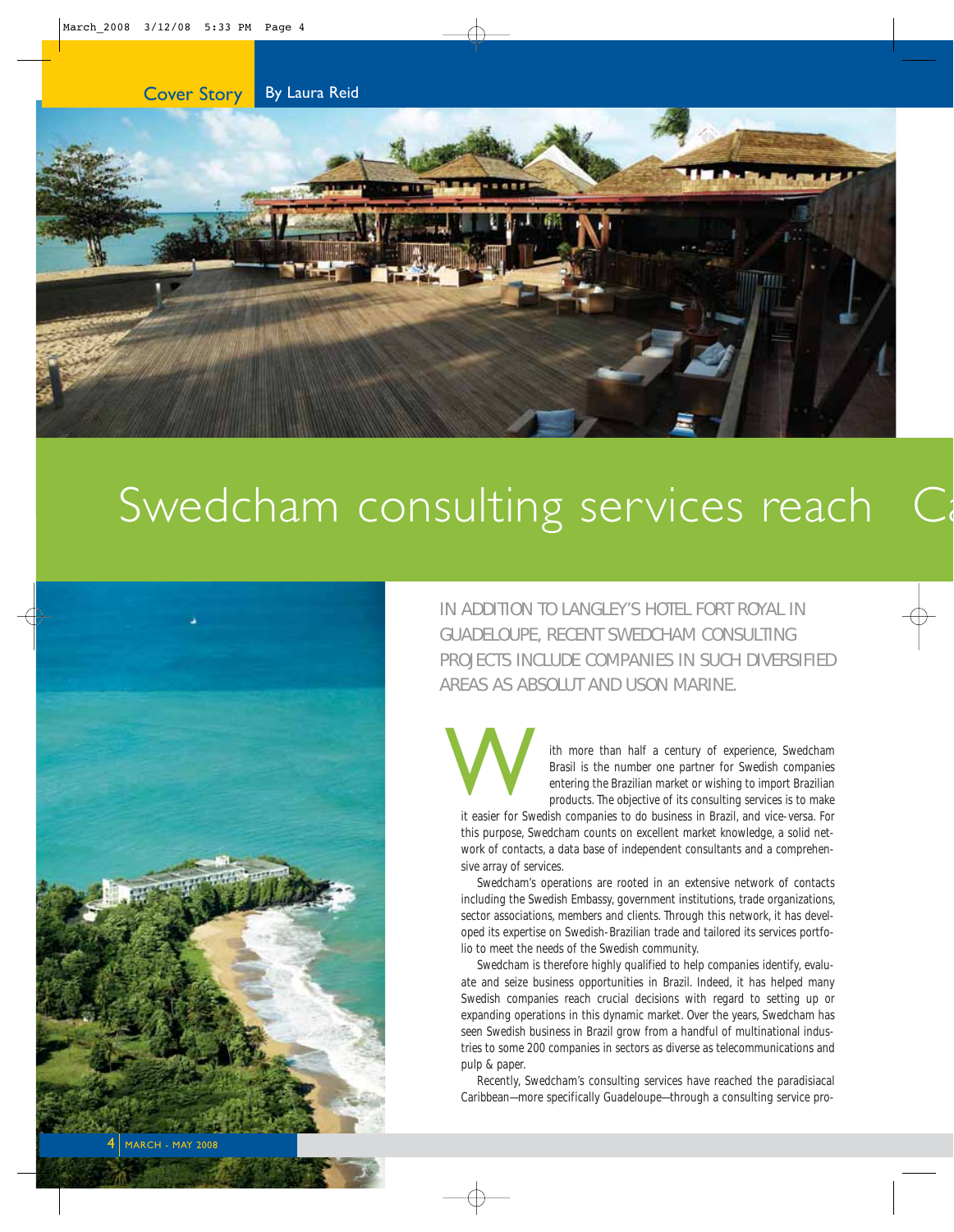Cover Story By Laura Reid

# Swedcham consulting services reach Ca

IN ADDITION TO LANGLEY'S HOTEL FORT ROYAL IN GUADELOUPE, RECENT SWEDCHAM CONSULTING PROJECTS INCLUDE COMPANIES IN SUCH DIVERSIFIED AREAS AS ABSOLUT AND USON MARINE.

With more than half a century of experience, Swedcham Brasil is the number one partner for Swedish companies entering the Brazilian market or wishing to import Brazilian products. The objective of its consulting services is to make it easier for Swedish companies to do business in Brazil, and vice-versa. For this purpose, Swedcham counts on excellent market knowledge, a solid network of contacts, a data base of independent consultants and a comprehensive array of services.

Swedcham's operations are rooted in an extensive network of contacts including the Swedish Embassy, government institutions, trade organizations, sector associations, members and clients. Through this network, it has developed its expertise on Swedish-Brazilian trade and tailored its services portfolio to meet the needs of the Swedish community.

Swedcham is therefore highly qualified to help companies identify, evaluate and seize business opportunities in Brazil. Indeed, it has helped many Swedish companies reach crucial decisions with regard to setting up or expanding operations in this dynamic market. Over the years, Swedcham has seen Swedish business in Brazil grow from a handful of multinational industries to some 200 companies in sectors as diverse as telecommunications and pulp & paper.

Recently, Swedcham's consulting services have reached the paradisiacal Caribbean—more specifically Guadeloupe—through a consulting service pro-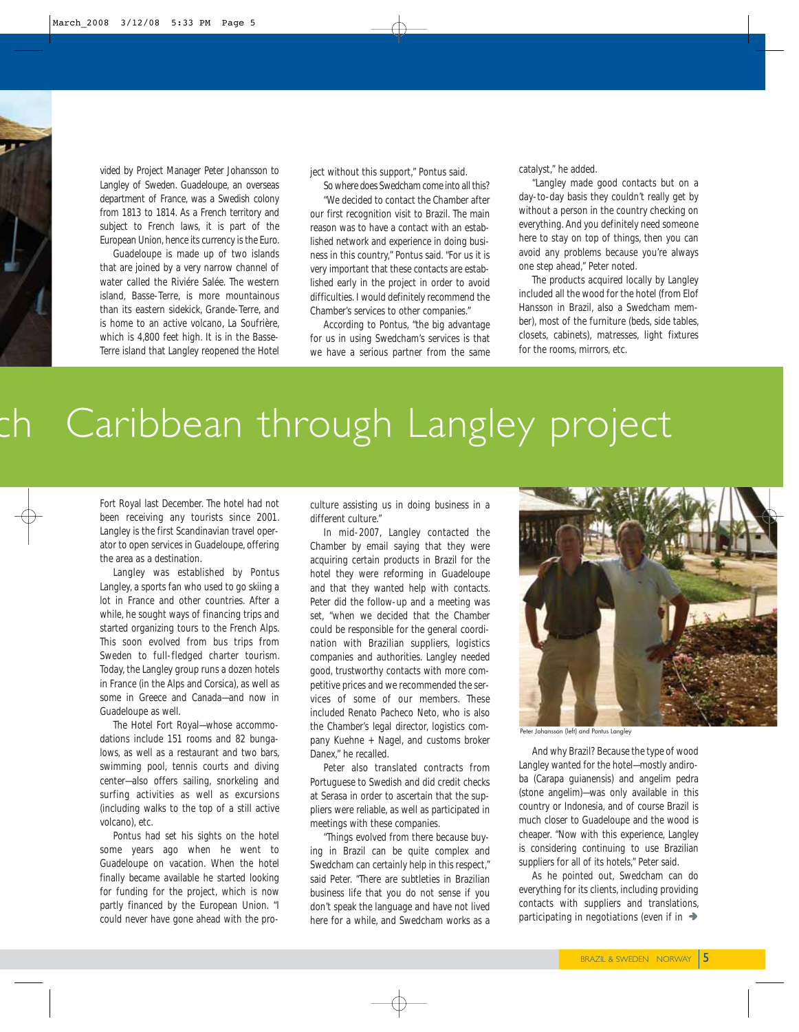vided by Project Manager Peter Johansson to Langley of Sweden. Guadeloupe, an overseas department of France, was a Swedish colony from 1813 to 1814. As a French territory and subject to French laws, it is part of the European Union, hence its currency is the Euro.

Guadeloupe is made up of two islands that are joined by a very narrow channel of water called the Riviére Salée. The western island, Basse-Terre, is more mountainous than its eastern sidekick, Grande-Terre, and is home to an active volcano, La Soufrière, which is 4,800 feet high. It is in the Basse-Terre island that Langley reopened the Hotel

# ch Caribbean through Langley project

Fort Royal last December. The hotel had not been receiving any tourists since 2001. Langley is the first Scandinavian travel operator to open services in Guadeloupe, offering the area as a destination.

Langley was established by Pontus Langley, a sports fan who used to go skiing a lot in France and other countries. After a while, he sought ways of financing trips and started organizing tours to the French Alps. This soon evolved from bus trips from Sweden to full-fledged charter tourism. Today, the Langley group runs a dozen hotels in France (in the Alps and Corsica), as well as some in Greece and Canada—and now in Guadeloupe as well.

The Hotel Fort Royal—whose accommodations include 151 rooms and 82 bungalows, as well as a restaurant and two bars, swimming pool, tennis courts and diving center—also offers sailing, snorkeling and surfing activities as well as excursions (including walks to the top of a still active volcano), etc.

Pontus had set his sights on the hotel some years ago when he went to Guadeloupe on vacation. When the hotel finally became available he started looking for funding for the project, which is now partly financed by the European Union. "I could never have gone ahead with the project without this support," Pontus said.

So where does Swedcham come into all this?

"We decided to contact the Chamber after our first recognition visit to Brazil. The main reason was to have a contact with an established network and experience in doing business in this country," Pontus said. "For us it is very important that these contacts are established early in the project in order to avoid difficulties. I would definitely recommend the Chamber's services to other companies."

According to Pontus, "the big advantage for us in using Swedcham's services is that we have a serious partner from the same culture assisting us in doing business in a different culture."

In mid-2007, Langley contacted the Chamber by email saying that they were acquiring certain products in Brazil for the hotel they were reforming in Guadeloupe and that they wanted help with contacts. Peter did the follow-up and a meeting was set, "when we decided that the Chamber could be responsible for the general coordination with Brazilian suppliers, logistics companies and authorities. Langley needed good, trustworthy contacts with more competitive prices and we recommended the services of some of our members. These included Renato Pacheco Neto, who is also the Chamber's legal director, logistics company Kuehne + Nagel, and customs broker Danex," he recalled.

Peter also translated contracts from Portuguese to Swedish and did credit checks at Serasa in order to ascertain that the suppliers were reliable, as well as participated in meetings with these companies.

"Things evolved from there because buying in Brazil can be quite complex and Swedcham can certainly help in this respect," said Peter. "There are subtleties in Brazilian business life that you do not sense if you don't speak the language and have not lived here for a while, and Swedcham works as a catalyst," he added.

"Langley made good contacts but on a day-to-day basis they couldn't really get by without a person in the country checking on everything. And you definitely need someone here to stay on top of things, then you can avoid any problems because you're always one step ahead," Peter noted.

The products acquired locally by Langley included all the wood for the hotel (from Elof Hansson in Brazil, also a Swedcham member), most of the furniture (beds, side tables, closets, cabinets), matresses, light fixtures for the rooms, mirrors, etc.

Peter Johansson (left) and Pontus Langley

And why Brazil? Because the type of wood Langley wanted for the hotel—mostly andiroba (Carapa guianensis) and angelim pedra (stone angelim)—was only available in this country or Indonesia, and of course Brazil is much closer to Guadeloupe and the wood is cheaper. "Now with this experience, Langley is considering continuing to use Brazilian suppliers for all of its hotels," Peter said.

As he pointed out, Swedcham can do everything for its clients, including providing contacts with suppliers and translations, participating in negotiations (even if in ➔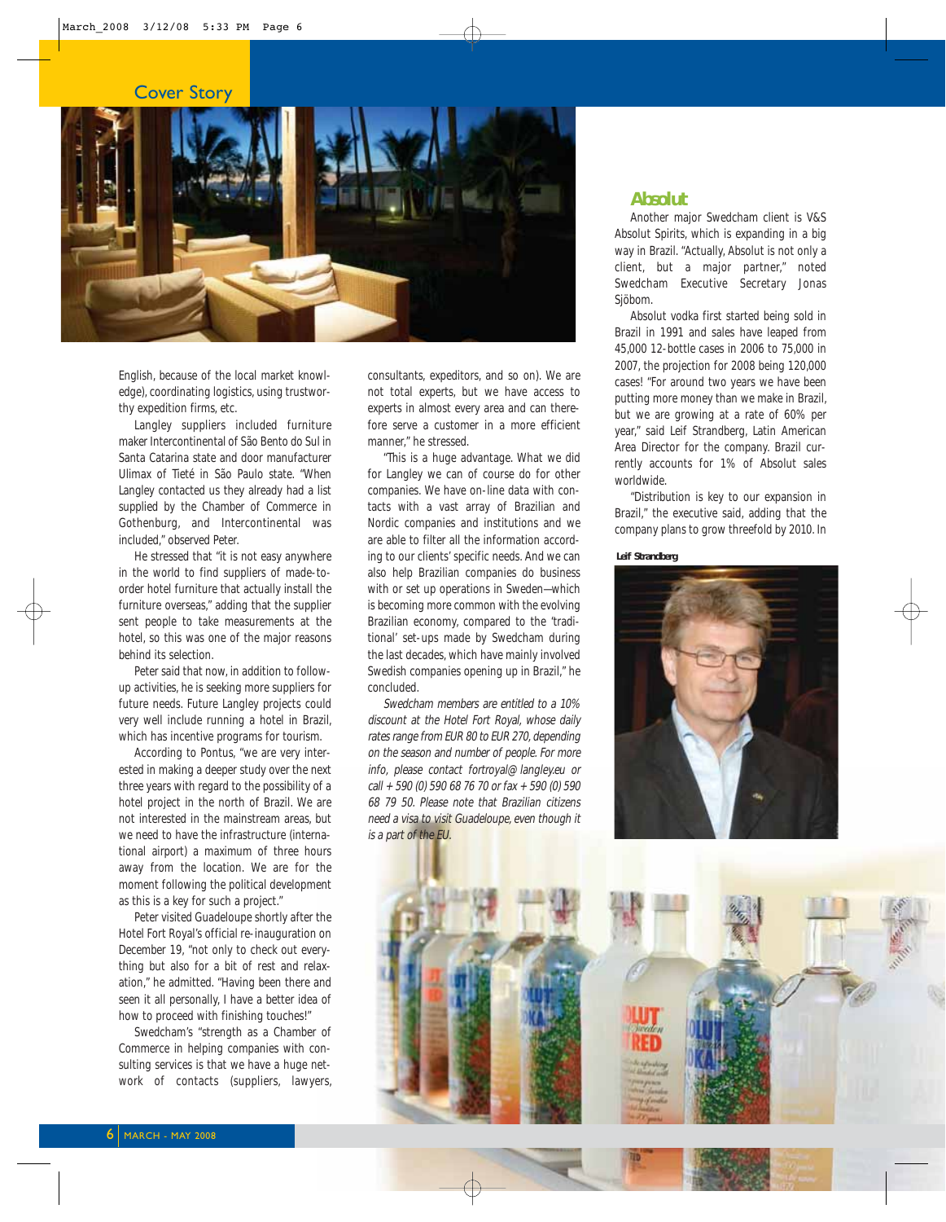English, because of the local market knowledge), coordinating logistics, using trustworthy expedition firms, etc.

Langley suppliers included furniture maker Intercontinental of São Bento do Sul in Santa Catarina state and door manufacturer Ulimax of Tieté in São Paulo state. "When Langley contacted us they already had a list supplied by the Chamber of Commerce in Gothenburg, and Intercontinental was included," observed Peter.

He stressed that "it is not easy anywhere in the world to find suppliers of made-to-order hotel furniture that actually install the furniture overseas," adding that the supplier sent people to take measurements at the hotel, so this was one of the major reasons behind its selection.

Peter said that now, in addition to follow-up activities, he is seeking more suppliers for future needs. Future Langley projects could very well include running a hotel in Brazil, which has incentive programs for tourism.

According to Pontus, "we are very interested in making a deeper study over the next three years with regard to the possibility of a hotel project in the north of Brazil. We are not interested in the mainstream areas, but we need to have the infrastructure (international airport) a maximum of three hours away from the location. We are for the moment following the political development as this is a key for such a project."

Peter visited Guadeloupe shortly after the Hotel Fort Royal's official re-inauguration on December 19, "not only to check out everything but also for a bit of rest and relaxation," he admitted. "Having been there and seen it all personally, I have a better idea of how to proceed with finishing touches!"

Swedcham's "strength as a Chamber of Commerce in helping companies with consulting services is that we have a huge network of contacts (suppliers, lawyers, consultants, expeditors, and so on). We are not total experts, but we have access to experts in almost every area and can therefore serve a customer in a more efficient manner," he stressed.

"This is a huge advantage. What we did for Langley we can of course do for other companies. We have on-line data with contacts with a vast array of Brazilian and Nordic companies and institutions and we are able to filter all the information according to our clients' specific needs. And we can also help Brazilian companies do business with or set up operations in Sweden—which is becoming more common with the evolving Brazilian economy, compared to the 'traditional' set-ups made by Swedcham during the last decades, which have mainly involved Swedish companies opening up in Brazil," he concluded.

*Swedcham members are entitled to a 10% discount at the Hotel Fort Royal, whose daily rates range from EUR 80 to EUR 270, depending on the season and number of people. For more info, please contact fortroyal@langley.eu or call + 590 (0) 590 68 76 70 or fax + 590 (0) 590 68 79 50. Please note that Brazilian citizens need a visa to visit Guadeloupe, even though it is a part of the EU.*

## Absolut

Another major Swedcham client is V&S Absolut Spirits, which is expanding in a big way in Brazil. "Actually, Absolut is not only a client, but a major partner," noted Swedcham Executive Secretary Jonas Sjöbom.

Absolut vodka first started being sold in Brazil in 1991 and sales have leaped from 45,000 12-bottle cases in 2006 to 75,000 in 2007, the projection for 2008 being 120,000 cases! "For around two years we have been putting more money than we make in Brazil, but we are growing at a rate of 60% per year," said Leif Strandberg, Latin American Area Director for the company. Brazil currently accounts for 1% of Absolut sales worldwide.

"Distribution is key to our expansion in Brazil," the executive said, adding that the company plans to grow threefold by 2010. In

Leif Strandberg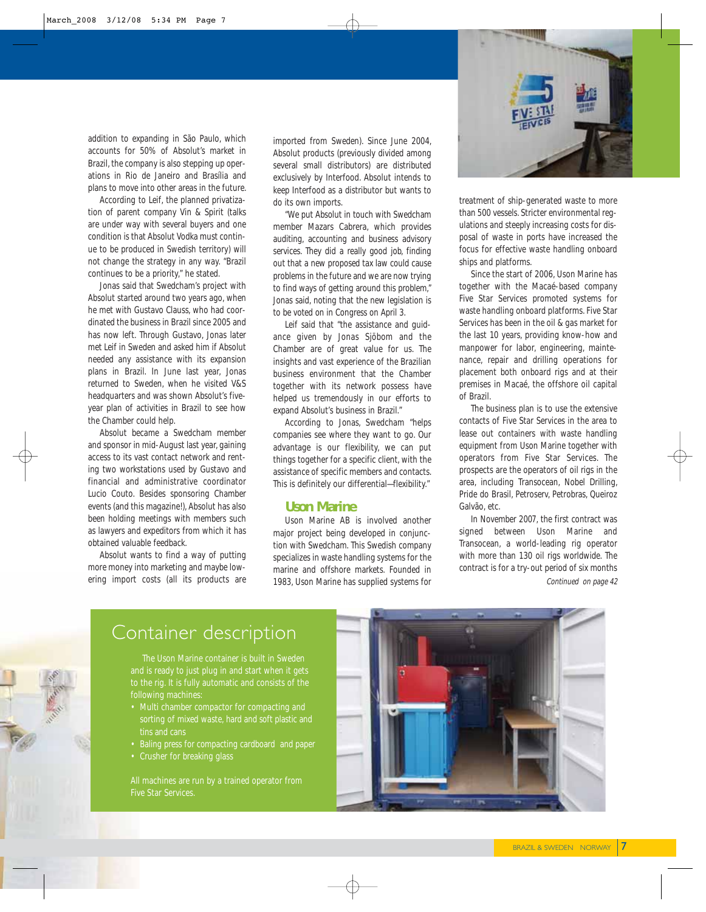addition to expanding in São Paulo, which accounts for 50% of Absolut's market in Brazil, the company is also stepping up operations in Rio de Janeiro and Brasília and plans to move into other areas in the future.

According to Leif, the planned privatization of parent company Vin & Spirit (talks are under way with several buyers and one condition is that Absolut Vodka must continue to be produced in Swedish territory) will not change the strategy in any way. "Brazil continues to be a priority," he stated.

Jonas said that Swedcham's project with Absolut started around two years ago, when he met with Gustavo Clauss, who had coordinated the business in Brazil since 2005 and has now left. Through Gustavo, Jonas later met Leif in Sweden and asked him if Absolut needed any assistance with its expansion plans in Brazil. In June last year, Jonas returned to Sweden, when he visited V&S headquarters and was shown Absolut's five-year plan of activities in Brazil to see how the Chamber could help.

Absolut became a Swedcham member and sponsor in mid-August last year, gaining access to its vast contact network and renting two workstations used by Gustavo and financial and administrative coordinator Lucio Couto. Besides sponsoring Chamber events (and this magazine!), Absolut has also been holding meetings with members such as lawyers and expeditors from which it has obtained valuable feedback.

Absolut wants to find a way of putting more money into marketing and maybe lowering import costs (all its products are imported from Sweden). Since June 2004, Absolut products (previously divided among several small distributors) are distributed exclusively by Interfood. Absolut intends to keep Interfood as a distributor but wants to do its own imports.

"We put Absolut in touch with Swedcham member Mazars Cabrera, which provides auditing, accounting and business advisory services. They did a really good job, finding out that a new proposed tax law could cause problems in the future and we are now trying to find ways of getting around this problem," Jonas said, noting that the new legislation is to be voted on in Congress on April 3.

Leif said that "the assistance and guidance given by Jonas Sjöbom and the Chamber are of great value for us. The insights and vast experience of the Brazilian business environment that the Chamber together with its network possess have helped us tremendously in our efforts to expand Absolut's business in Brazil."

According to Jonas, Swedcham "helps companies see where they want to go. Our advantage is our flexibility, we can put things together for a specific client, with the assistance of specific members and contacts. This is definitely our differential—flexibility."

## Uson Marine

Uson Marine AB is involved another major project being developed in conjunction with Swedcham. This Swedish company specializes in waste handling systems for the marine and offshore markets. Founded in 1983, Uson Marine has supplied systems for treatment of ship-generated waste to more than 500 vessels. Stricter environmental regulations and steeply increasing costs for disposal of waste in ports have increased the focus for effective waste handling onboard ships and platforms.

Since the start of 2006, Uson Marine has together with the Macaé-based company Five Star Services promoted systems for waste handling onboard platforms. Five Star Services has been in the oil & gas market for the last 10 years, providing know-how and manpower for labor, engineering, maintenance, repair and drilling operations for placement both onboard rigs and at their premises in Macaé, the offshore oil capital of Brazil.

The business plan is to use the extensive contacts of Five Star Services in the area to lease out containers with waste handling equipment from Uson Marine together with operators from Five Star Services. The prospects are the operators of oil rigs in the area, including Transocean, Nobel Drilling, Pride do Brasil, Petroserv, Petrobras, Queiroz Galvão, etc.

In November 2007, the first contract was signed between Uson Marine and Transocean, a world-leading rig operator with more than 130 oil rigs worldwide. The contract is for a try-out period of six months

*Continued on page 42*

## Container description

The Uson Marine container is built in Sweden and is ready to just plug in and start when it gets to the rig. It is fully automatic and consists of the following machines:

- Multi chamber compactor for compacting and sorting of mixed waste, hard and soft plastic and tins and cans
- Baling press for compacting cardboard and paper
- Crusher for breaking glass

All machines are run by a trained operator from Five Star Services.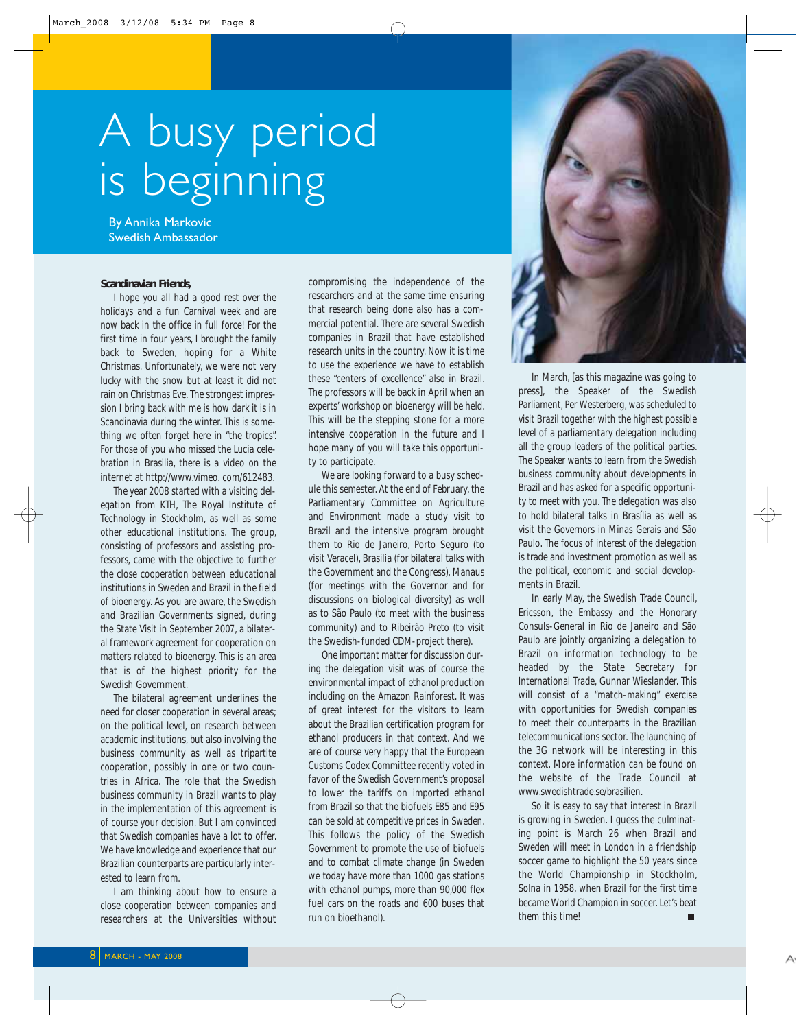# A busy period is beginning

By Annika Markovic
Swedish Ambassador

**Scandinavian Friends,**

I hope you all had a good rest over the holidays and a fun Carnival week and are now back in the office in full force! For the first time in four years, I brought the family back to Sweden, hoping for a White Christmas. Unfortunately, we were not very lucky with the snow but at least it did not rain on Christmas Eve. The strongest impression I bring back with me is how dark it is in Scandinavia during the winter. This is something we often forget here in "the tropics". For those of you who missed the Lucia celebration in Brasilia, there is a video on the internet at http://www.vimeo. com/612483.

The year 2008 started with a visiting delegation from KTH, The Royal Institute of Technology in Stockholm, as well as some other educational institutions. The group, consisting of professors and assisting professors, came with the objective to further the close cooperation between educational institutions in Sweden and Brazil in the field of bioenergy. As you are aware, the Swedish and Brazilian Governments signed, during the State Visit in September 2007, a bilateral framework agreement for cooperation on matters related to bioenergy. This is an area that is of the highest priority for the Swedish Government.

The bilateral agreement underlines the need for closer cooperation in several areas; on the political level, on research between academic institutions, but also involving the business community as well as tripartite cooperation, possibly in one or two countries in Africa. The role that the Swedish business community in Brazil wants to play in the implementation of this agreement is of course your decision. But I am convinced that Swedish companies have a lot to offer. We have knowledge and experience that our Brazilian counterparts are particularly interested to learn from.

I am thinking about how to ensure a close cooperation between companies and researchers at the Universities without compromising the independence of the researchers and at the same time ensuring that research being done also has a commercial potential. There are several Swedish companies in Brazil that have established research units in the country. Now it is time to use the experience we have to establish these "centers of excellence" also in Brazil. The professors will be back in April when an experts' workshop on bioenergy will be held. This will be the stepping stone for a more intensive cooperation in the future and I hope many of you will take this opportunity to participate.

We are looking forward to a busy schedule this semester. At the end of February, the Parliamentary Committee on Agriculture and Environment made a study visit to Brazil and the intensive program brought them to Rio de Janeiro, Porto Seguro (to visit Veracel), Brasilia (for bilateral talks with the Government and the Congress), Manaus (for meetings with the Governor and for discussions on biological diversity) as well as to São Paulo (to meet with the business community) and to Ribeirão Preto (to visit the Swedish-funded CDM-project there).

One important matter for discussion during the delegation visit was of course the environmental impact of ethanol production including on the Amazon Rainforest. It was of great interest for the visitors to learn about the Brazilian certification program for ethanol producers in that context. And we are of course very happy that the European Customs Codex Committee recently voted in favor of the Swedish Government's proposal to lower the tariffs on imported ethanol from Brazil so that the biofuels E85 and E95 can be sold at competitive prices in Sweden. This follows the policy of the Swedish Government to promote the use of biofuels and to combat climate change (in Sweden we today have more than 1000 gas stations with ethanol pumps, more than 90,000 flex fuel cars on the roads and 600 buses that run on bioethanol).

In March, [as this magazine was going to press], the Speaker of the Swedish Parliament, Per Westerberg, was scheduled to visit Brazil together with the highest possible level of a parliamentary delegation including all the group leaders of the political parties. The Speaker wants to learn from the Swedish business community about developments in Brazil and has asked for a specific opportunity to meet with you. The delegation was also to hold bilateral talks in Brasília as well as visit the Governors in Minas Gerais and São Paulo. The focus of interest of the delegation is trade and investment promotion as well as the political, economic and social developments in Brazil.

In early May, the Swedish Trade Council, Ericsson, the Embassy and the Honorary Consuls-General in Rio de Janeiro and São Paulo are jointly organizing a delegation to Brazil on information technology to be headed by the State Secretary for International Trade, Gunnar Wieslander. This will consist of a "match-making" exercise with opportunities for Swedish companies to meet their counterparts in the Brazilian telecommunications sector. The launching of the 3G network will be interesting in this context. More information can be found on the website of the Trade Council at www.swedishtrade.se/brasilien.

So it is easy to say that interest in Brazil is growing in Sweden. I guess the culminating point is March 26 when Brazil and Sweden will meet in London in a friendship soccer game to highlight the 50 years since the World Championship in Stockholm, Solna in 1958, when Brazil for the first time became World Champion in soccer. Let's beat them this time! ■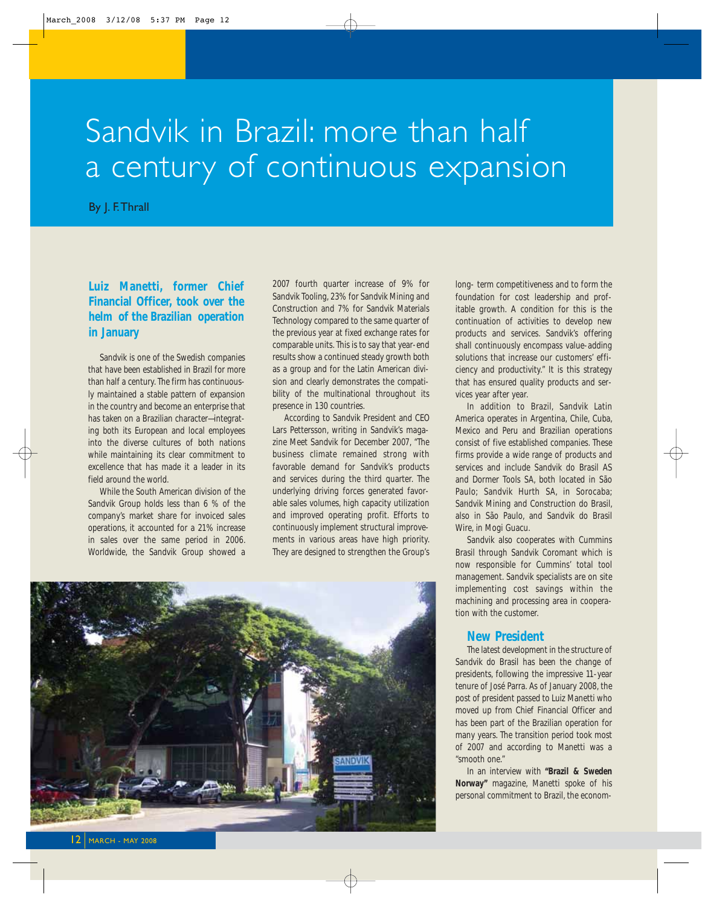# Sandvik in Brazil: more than half a century of continuous expansion

By J. F. Thrall

**Luiz Manetti, former Chief Financial Officer, took over the helm of the Brazilian operation in January**

Sandvik is one of the Swedish companies that have been established in Brazil for more than half a century. The firm has continuously maintained a stable pattern of expansion in the country and become an enterprise that has taken on a Brazilian character—integrating both its European and local employees into the diverse cultures of both nations while maintaining its clear commitment to excellence that has made it a leader in its field around the world.

While the South American division of the Sandvik Group holds less than 6 % of the company's market share for invoiced sales operations, it accounted for a 21% increase in sales over the same period in 2006. Worldwide, the Sandvik Group showed a 2007 fourth quarter increase of 9% for Sandvik Tooling, 23% for Sandvik Mining and Construction and 7% for Sandvik Materials Technology compared to the same quarter of the previous year at fixed exchange rates for comparable units. This is to say that year-end results show a continued steady growth both as a group and for the Latin American division and clearly demonstrates the compatibility of the multinational throughout its presence in 130 countries.

According to Sandvik President and CEO Lars Pettersson, writing in Sandvik's magazine Meet Sandvik for December 2007, "The business climate remained strong with favorable demand for Sandvik's products and services during the third quarter. The underlying driving forces generated favorable sales volumes, high capacity utilization and improved operating profit. Efforts to continuously implement structural improvements in various areas have high priority. They are designed to strengthen the Group's long- term competitiveness and to form the foundation for cost leadership and profitable growth. A condition for this is the continuation of activities to develop new products and services. Sandvik's offering shall continuously encompass value-adding solutions that increase our customers' efficiency and productivity." It is this strategy that has ensured quality products and services year after year.

In addition to Brazil, Sandvik Latin America operates in Argentina, Chile, Cuba, Mexico and Peru and Brazilian operations consist of five established companies. These firms provide a wide range of products and services and include Sandvik do Brasil AS and Dormer Tools SA, both located in São Paulo; Sandvik Hurth SA, in Sorocaba; Sandvik Mining and Construction do Brasil, also in São Paulo, and Sandvik do Brasil Wire, in Mogi Guacu.

Sandvik also cooperates with Cummins Brasil through Sandvik Coromant which is now responsible for Cummins' total tool management. Sandvik specialists are on site implementing cost savings within the machining and processing area in cooperation with the customer.

## New President

The latest development in the structure of Sandvik do Brasil has been the change of presidents, following the impressive 11-year tenure of José Parra. As of January 2008, the post of president passed to Luiz Manetti who moved up from Chief Financial Officer and has been part of the Brazilian operation for many years. The transition period took most of 2007 and according to Manetti was a "smooth one."

In an interview with **"Brazil & Sweden Norway"** magazine, Manetti spoke of his personal commitment to Brazil, the econom-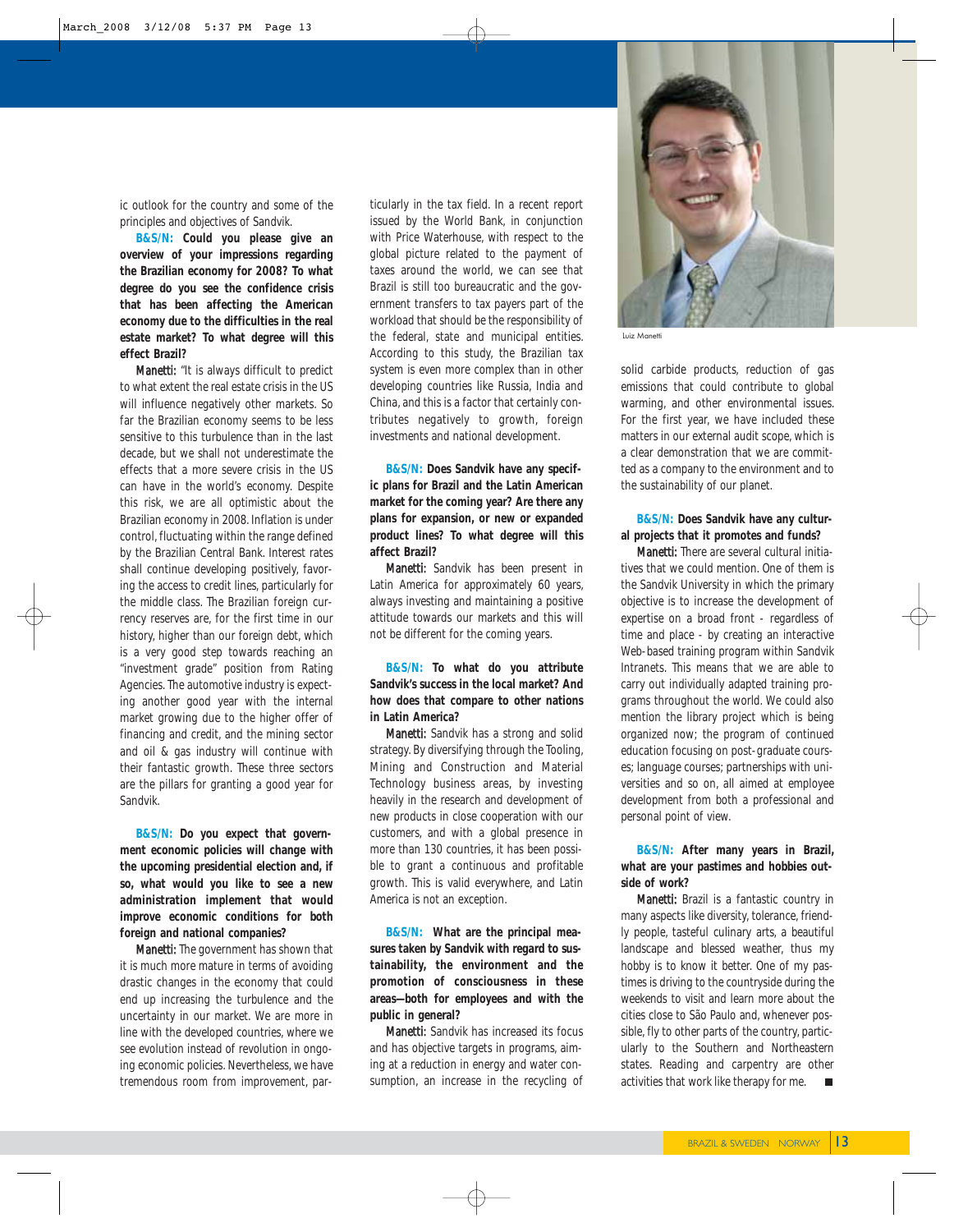ic outlook for the country and some of the principles and objectives of Sandvik.

**B&S/N: Could you please give an overview of your impressions regarding the Brazilian economy for 2008? To what degree do you see the confidence crisis that has been affecting the American economy due to the difficulties in the real estate market? To what degree will this effect Brazil?**

*Manetti:* "It is always difficult to predict to what extent the real estate crisis in the US will influence negatively other markets. So far the Brazilian economy seems to be less sensitive to this turbulence than in the last decade, but we shall not underestimate the effects that a more severe crisis in the US can have in the world's economy. Despite this risk, we are all optimistic about the Brazilian economy in 2008. Inflation is under control, fluctuating within the range defined by the Brazilian Central Bank. Interest rates shall continue developing positively, favoring the access to credit lines, particularly for the middle class. The Brazilian foreign currency reserves are, for the first time in our history, higher than our foreign debt, which is a very good step towards reaching an "investment grade" position from Rating Agencies. The automotive industry is expecting another good year with the internal market growing due to the higher offer of financing and credit, and the mining sector and oil & gas industry will continue with their fantastic growth. These three sectors are the pillars for granting a good year for Sandvik.

**B&S/N: Do you expect that government economic policies will change with the upcoming presidential election and, if so, what would you like to see a new administration implement that would improve economic conditions for both foreign and national companies?**

*Manetti:* The government has shown that it is much more mature in terms of avoiding drastic changes in the economy that could end up increasing the turbulence and the uncertainty in our market. We are more in line with the developed countries, where we see evolution instead of revolution in ongoing economic policies. Nevertheless, we have tremendous room from improvement, particularly in the tax field. In a recent report issued by the World Bank, in conjunction with Price Waterhouse, with respect to the global picture related to the payment of taxes around the world, we can see that Brazil is still too bureaucratic and the government transfers to tax payers part of the workload that should be the responsibility of the federal, state and municipal entities. According to this study, the Brazilian tax system is even more complex than in other developing countries like Russia, India and China, and this is a factor that certainly contributes negatively to growth, foreign investments and national development.

**B&S/N: Does Sandvik have any specific plans for Brazil and the Latin American market for the coming year? Are there any plans for expansion, or new or expanded product lines? To what degree will this affect Brazil?**

*Manetti:* Sandvik has been present in Latin America for approximately 60 years, always investing and maintaining a positive attitude towards our markets and this will not be different for the coming years.

**B&S/N: To what do you attribute Sandvik's success in the local market? And how does that compare to other nations in Latin America?**

*Manetti:* Sandvik has a strong and solid strategy. By diversifying through the Tooling, Mining and Construction and Material Technology business areas, by investing heavily in the research and development of new products in close cooperation with our customers, and with a global presence in more than 130 countries, it has been possible to grant a continuous and profitable growth. This is valid everywhere, and Latin America is not an exception.

**B&S/N: What are the principal measures taken by Sandvik with regard to sustainability, the environment and the promotion of consciousness in these areas—both for employees and with the public in general?**

*Manetti:* Sandvik has increased its focus and has objective targets in programs, aiming at a reduction in energy and water consumption, an increase in the recycling of solid carbide products, reduction of gas emissions that could contribute to global warming, and other environmental issues. For the first year, we have included these matters in our external audit scope, which is a clear demonstration that we are committed as a company to the environment and to the sustainability of our planet.

Luiz Manetti

**B&S/N: Does Sandvik have any cultural projects that it promotes and funds?**

*Manetti:* There are several cultural initiatives that we could mention. One of them is the Sandvik University in which the primary objective is to increase the development of expertise on a broad front - regardless of time and place - by creating an interactive Web-based training program within Sandvik Intranets. This means that we are able to carry out individually adapted training programs throughout the world. We could also mention the library project which is being organized now; the program of continued education focusing on post-graduate courses; language courses; partnerships with universities and so on, all aimed at employee development from both a professional and personal point of view.

**B&S/N: After many years in Brazil, what are your pastimes and hobbies outside of work?**

*Manetti:* Brazil is a fantastic country in many aspects like diversity, tolerance, friendly people, tasteful culinary arts, a beautiful landscape and blessed weather, thus my hobby is to know it better. One of my pastimes is driving to the countryside during the weekends to visit and learn more about the cities close to São Paulo and, whenever possible, fly to other parts of the country, particularly to the Southern and Northeastern states. Reading and carpentry are other activities that work like therapy for me. ■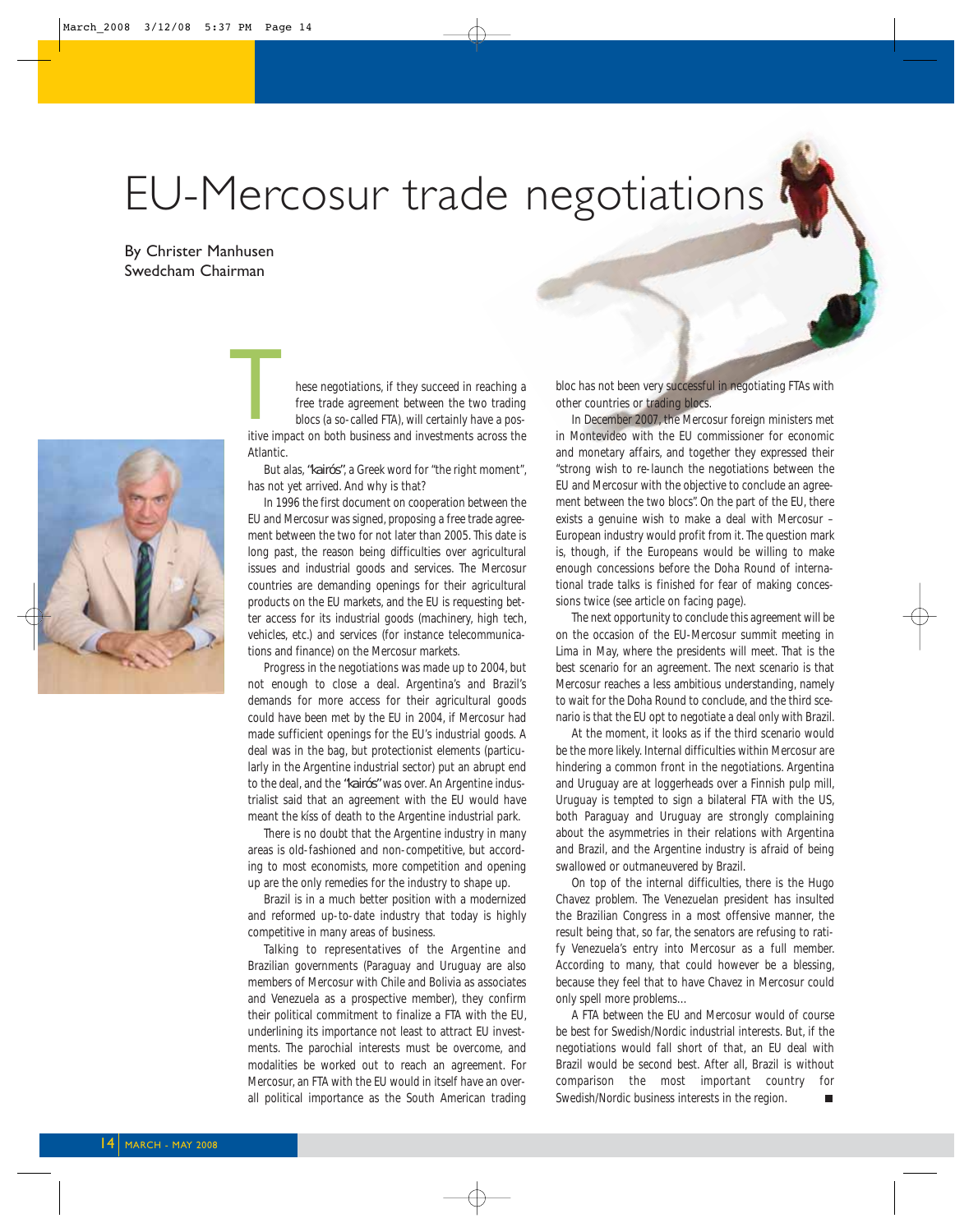# EU-Mercosur trade negotiations

By Christer Manhusen
Swedcham Chairman

These negotiations, if they succeed in reaching a free trade agreement between the two trading blocs (a so-called FTA), will certainly have a positive impact on both business and investments across the Atlantic.

But alas, "*kairós*", a Greek word for "the right moment", has not yet arrived. And why is that?

In 1996 the first document on cooperation between the EU and Mercosur was signed, proposing a free trade agreement between the two for not later than 2005. This date is long past, the reason being difficulties over agricultural issues and industrial goods and services. The Mercosur countries are demanding openings for their agricultural products on the EU markets, and the EU is requesting better access for its industrial goods (machinery, high tech, vehicles, etc.) and services (for instance telecommunications and finance) on the Mercosur markets.

Progress in the negotiations was made up to 2004, but not enough to close a deal. Argentina's and Brazil's demands for more access for their agricultural goods could have been met by the EU in 2004, if Mercosur had made sufficient openings for the EU's industrial goods. A deal was in the bag, but protectionist elements (particularly in the Argentine industrial sector) put an abrupt end to the deal, and the "*kairós*" was over. An Argentine industrialist said that an agreement with the EU would have meant the kíss of death to the Argentine industrial park.

There is no doubt that the Argentine industry in many areas is old-fashioned and non-competitive, but according to most economists, more competition and opening up are the only remedies for the industry to shape up.

Brazil is in a much better position with a modernized and reformed up-to-date industry that today is highly competitive in many areas of business.

Talking to representatives of the Argentine and Brazilian governments (Paraguay and Uruguay are also members of Mercosur with Chile and Bolivia as associates and Venezuela as a prospective member), they confirm their political commitment to finalize a FTA with the EU, underlining its importance not least to attract EU investments. The parochial interests must be overcome, and modalities be worked out to reach an agreement. For Mercosur, an FTA with the EU would in itself have an overall political importance as the South American trading bloc has not been very successful in negotiating FTAs with other countries or trading blocs.

In December 2007, the Mercosur foreign ministers met in Montevideo with the EU commissioner for economic and monetary affairs, and together they expressed their "strong wish to re-launch the negotiations between the EU and Mercosur with the objective to conclude an agreement between the two blocs". On the part of the EU, there exists a genuine wish to make a deal with Mercosur – European industry would profit from it. The question mark is, though, if the Europeans would be willing to make enough concessions before the Doha Round of international trade talks is finished for fear of making concessions twice (see article on facing page).

The next opportunity to conclude this agreement will be on the occasion of the EU-Mercosur summit meeting in Lima in May, where the presidents will meet. That is the best scenario for an agreement. The next scenario is that Mercosur reaches a less ambitious understanding, namely to wait for the Doha Round to conclude, and the third scenario is that the EU opt to negotiate a deal only with Brazil.

At the moment, it looks as if the third scenario would be the more likely. Internal difficulties within Mercosur are hindering a common front in the negotiations. Argentina and Uruguay are at loggerheads over a Finnish pulp mill, Uruguay is tempted to sign a bilateral FTA with the US, both Paraguay and Uruguay are strongly complaining about the asymmetries in their relations with Argentina and Brazil, and the Argentine industry is afraid of being swallowed or outmaneuvered by Brazil.

On top of the internal difficulties, there is the Hugo Chavez problem. The Venezuelan president has insulted the Brazilian Congress in a most offensive manner, the result being that, so far, the senators are refusing to ratify Venezuela's entry into Mercosur as a full member. According to many, that could however be a blessing, because they feel that to have Chavez in Mercosur could only spell more problems…

A FTA between the EU and Mercosur would of course be best for Swedish/Nordic industrial interests. But, if the negotiations would fall short of that, an EU deal with Brazil would be second best. After all, Brazil is without comparison the most important country for Swedish/Nordic business interests in the region.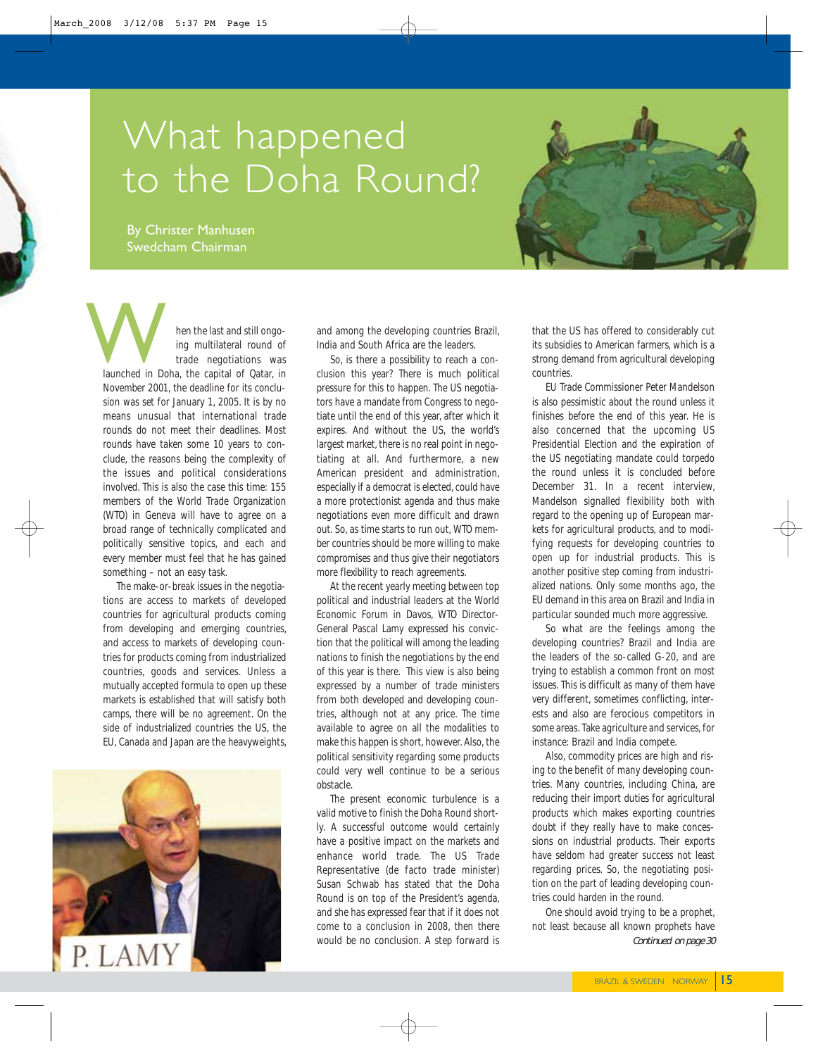# What happened to the Doha Round?

By Christer Manhusen
Swedcham Chairman

When the last and still ongoing multilateral round of trade negotiations was launched in Doha, the capital of Qatar, in November 2001, the deadline for its conclusion was set for January 1, 2005. It is by no means unusual that international trade rounds do not meet their deadlines. Most rounds have taken some 10 years to conclude, the reasons being the complexity of the issues and political considerations involved. This is also the case this time: 155 members of the World Trade Organization (WTO) in Geneva will have to agree on a broad range of technically complicated and politically sensitive topics, and each and every member must feel that he has gained something – not an easy task.

The make-or-break issues in the negotiations are access to markets of developed countries for agricultural products coming from developing and emerging countries, and access to markets of developing countries for products coming from industrialized countries, goods and services. Unless a mutually accepted formula to open up these markets is established that will satisfy both camps, there will be no agreement. On the side of industrialized countries the US, the EU, Canada and Japan are the heavyweights, and among the developing countries Brazil, India and South Africa are the leaders.

P. LAMY

So, is there a possibility to reach a conclusion this year? There is much political pressure for this to happen. The US negotiators have a mandate from Congress to negotiate until the end of this year, after which it expires. And without the US, the world's largest market, there is no real point in negotiating at all. And furthermore, a new American president and administration, especially if a democrat is elected, could have a more protectionist agenda and thus make negotiations even more difficult and drawn out. So, as time starts to run out, WTO member countries should be more willing to make compromises and thus give their negotiators more flexibility to reach agreements.

At the recent yearly meeting between top political and industrial leaders at the World Economic Forum in Davos, WTO Director-General Pascal Lamy expressed his conviction that the political will among the leading nations to finish the negotiations by the end of this year is there. This view is also being expressed by a number of trade ministers from both developed and developing countries, although not at any price. The time available to agree on all the modalities to make this happen is short, however. Also, the political sensitivity regarding some products could very well continue to be a serious obstacle.

The present economic turbulence is a valid motive to finish the Doha Round shortly. A successful outcome would certainly have a positive impact on the markets and enhance world trade. The US Trade Representative (de facto trade minister) Susan Schwab has stated that the Doha Round is on top of the President's agenda, and she has expressed fear that if it does not come to a conclusion in 2008, then there would be no conclusion. A step forward is that the US has offered to considerably cut its subsidies to American farmers, which is a strong demand from agricultural developing countries.

EU Trade Commissioner Peter Mandelson is also pessimistic about the round unless it finishes before the end of this year. He is also concerned that the upcoming US Presidential Election and the expiration of the US negotiating mandate could torpedo the round unless it is concluded before December 31. In a recent interview, Mandelson signalled flexibility both with regard to the opening up of European markets for agricultural products, and to modifying requests for developing countries to open up for industrial products. This is another positive step coming from industrialized nations. Only some months ago, the EU demand in this area on Brazil and India in particular sounded much more aggressive.

So what are the feelings among the developing countries? Brazil and India are the leaders of the so-called G-20, and are trying to establish a common front on most issues. This is difficult as many of them have very different, sometimes conflicting, interests and also are ferocious competitors in some areas. Take agriculture and services, for instance: Brazil and India compete.

Also, commodity prices are high and rising to the benefit of many developing countries. Many countries, including China, are reducing their import duties for agricultural products which makes exporting countries doubt if they really have to make concessions on industrial products. Their exports have seldom had greater success not least regarding prices. So, the negotiating position on the part of leading developing countries could harden in the round.

One should avoid trying to be a prophet, not least because all known prophets have

*Continued on page 30*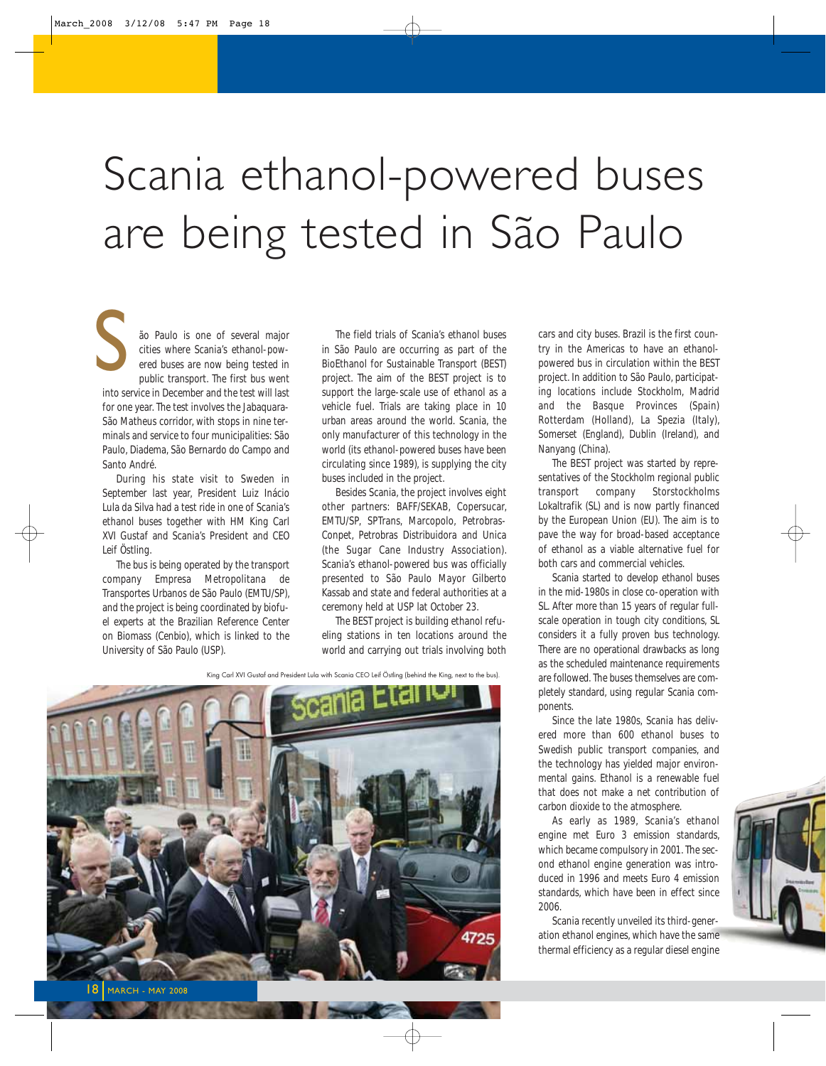# Scania ethanol-powered buses are being tested in São Paulo

São Paulo is one of several major cities where Scania's ethanol-powered buses are now being tested in public transport. The first bus went into service in December and the test will last for one year. The test involves the Jabaquara-São Matheus corridor, with stops in nine terminals and service to four municipalities: São Paulo, Diadema, São Bernardo do Campo and Santo André.

During his state visit to Sweden in September last year, President Luiz Inácio Lula da Silva had a test ride in one of Scania's ethanol buses together with HM King Carl XVI Gustaf and Scania's President and CEO Leif Östling.

The bus is being operated by the transport company Empresa Metropolitana de Transportes Urbanos de São Paulo (EMTU/SP), and the project is being coordinated by biofuel experts at the Brazilian Reference Center on Biomass (Cenbio), which is linked to the University of São Paulo (USP).

The field trials of Scania's ethanol buses in São Paulo are occurring as part of the BioEthanol for Sustainable Transport (BEST) project. The aim of the BEST project is to support the large-scale use of ethanol as a vehicle fuel. Trials are taking place in 10 urban areas around the world. Scania, the only manufacturer of this technology in the world (its ethanol-powered buses have been circulating since 1989), is supplying the city buses included in the project.

Besides Scania, the project involves eight other partners: BAFF/SEKAB, Copersucar, EMTU/SP, SPTrans, Marcopolo, Petrobras-Conpet, Petrobras Distribuidora and Unica (the Sugar Cane Industry Association). Scania's ethanol-powered bus was officially presented to São Paulo Mayor Gilberto Kassab and state and federal authorities at a ceremony held at USP lat October 23.

The BEST project is building ethanol refueling stations in ten locations around the world and carrying out trials involving both cars and city buses. Brazil is the first country in the Americas to have an ethanol-powered bus in circulation within the BEST project. In addition to São Paulo, participating locations include Stockholm, Madrid and the Basque Provinces (Spain) Rotterdam (Holland), La Spezia (Italy), Somerset (England), Dublin (Ireland), and Nanyang (China).

The BEST project was started by representatives of the Stockholm regional public transport company Storstockholms Lokaltrafik (SL) and is now partly financed by the European Union (EU). The aim is to pave the way for broad-based acceptance of ethanol as a viable alternative fuel for both cars and commercial vehicles.

Scania started to develop ethanol buses in the mid-1980s in close co-operation with SL. After more than 15 years of regular full-scale operation in tough city conditions, SL considers it a fully proven bus technology. There are no operational drawbacks as long as the scheduled maintenance requirements are followed. The buses themselves are completely standard, using regular Scania components.

Since the late 1980s, Scania has delivered more than 600 ethanol buses to Swedish public transport companies, and the technology has yielded major environmental gains. Ethanol is a renewable fuel that does not make a net contribution of carbon dioxide to the atmosphere.

As early as 1989, Scania's ethanol engine met Euro 3 emission standards, which became compulsory in 2001. The second ethanol engine generation was introduced in 1996 and meets Euro 4 emission standards, which have been in effect since 2006.

Scania recently unveiled its third-generation ethanol engines, which have the same thermal efficiency as a regular diesel engine

King Carl XVI Gustaf and President Lula with Scania CEO Leif Östling (behind the King, next to the bus).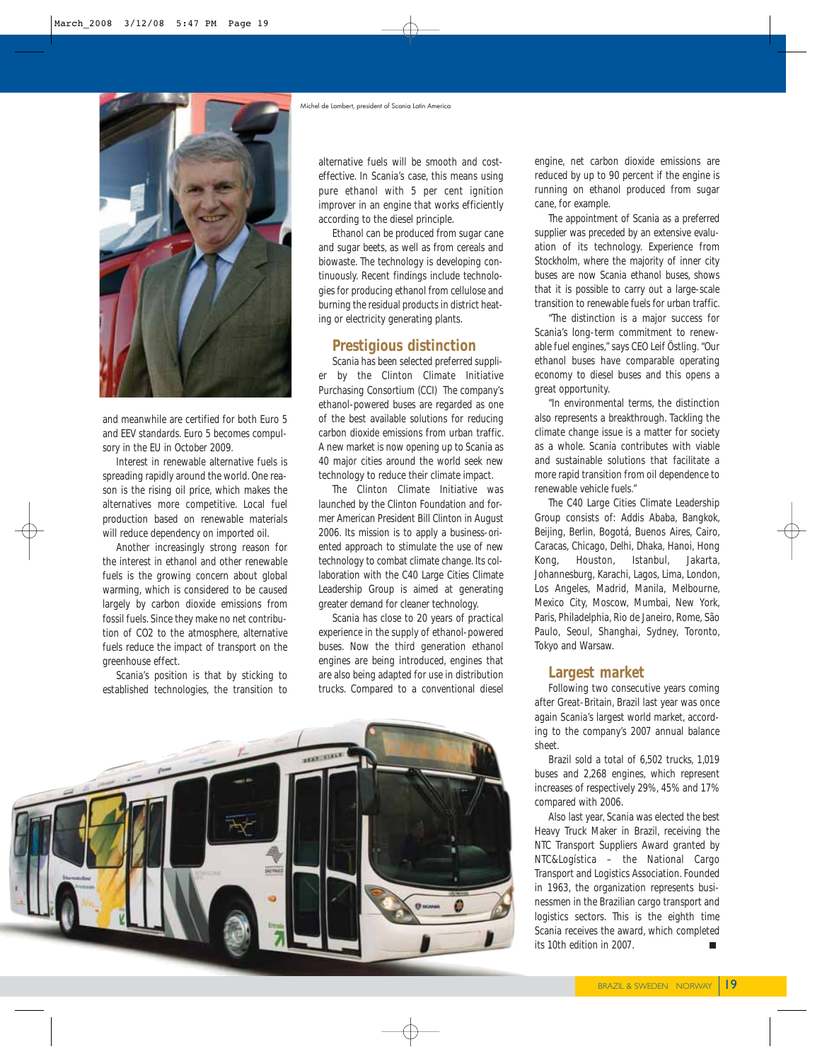Michel de Lambert, president of Scania Latin America

and meanwhile are certified for both Euro 5 and EEV standards. Euro 5 becomes compulsory in the EU in October 2009.

Interest in renewable alternative fuels is spreading rapidly around the world. One reason is the rising oil price, which makes the alternatives more competitive. Local fuel production based on renewable materials will reduce dependency on imported oil.

Another increasingly strong reason for the interest in ethanol and other renewable fuels is the growing concern about global warming, which is considered to be caused largely by carbon dioxide emissions from fossil fuels. Since they make no net contribution of $CO_2$ to the atmosphere, alternative fuels reduce the impact of transport on the greenhouse effect.

Scania's position is that by sticking to established technologies, the transition to alternative fuels will be smooth and cost-effective. In Scania's case, this means using pure ethanol with 5 per cent ignition improver in an engine that works efficiently according to the diesel principle.

Ethanol can be produced from sugar cane and sugar beets, as well as from cereals and biowaste. The technology is developing continuously. Recent findings include technologies for producing ethanol from cellulose and burning the residual products in district heating or electricity generating plants.

## Prestigious distinction

Scania has been selected preferred supplier by the Clinton Climate Initiative Purchasing Consortium (CCI) The company's ethanol-powered buses are regarded as one of the best available solutions for reducing carbon dioxide emissions from urban traffic. A new market is now opening up to Scania as 40 major cities around the world seek new technology to reduce their climate impact.

The Clinton Climate Initiative was launched by the Clinton Foundation and former American President Bill Clinton in August 2006. Its mission is to apply a business-oriented approach to stimulate the use of new technology to combat climate change. Its collaboration with the C40 Large Cities Climate Leadership Group is aimed at generating greater demand for cleaner technology.

Scania has close to 20 years of practical experience in the supply of ethanol-powered buses. Now the third generation ethanol engines are being introduced, engines that are also being adapted for use in distribution trucks. Compared to a conventional diesel engine, net carbon dioxide emissions are reduced by up to 90 percent if the engine is running on ethanol produced from sugar cane, for example.

The appointment of Scania as a preferred supplier was preceded by an extensive evaluation of its technology. Experience from Stockholm, where the majority of inner city buses are now Scania ethanol buses, shows that it is possible to carry out a large-scale transition to renewable fuels for urban traffic.

"The distinction is a major success for Scania's long-term commitment to renewable fuel engines," says CEO Leif Östling. "Our ethanol buses have comparable operating economy to diesel buses and this opens a great opportunity.

"In environmental terms, the distinction also represents a breakthrough. Tackling the climate change issue is a matter for society as a whole. Scania contributes with viable and sustainable solutions that facilitate a more rapid transition from oil dependence to renewable vehicle fuels."

The C40 Large Cities Climate Leadership Group consists of: Addis Ababa, Bangkok, Beijing, Berlin, Bogotá, Buenos Aires, Cairo, Caracas, Chicago, Delhi, Dhaka, Hanoi, Hong Kong, Houston, Istanbul, Jakarta, Johannesburg, Karachi, Lagos, Lima, London, Los Angeles, Madrid, Manila, Melbourne, Mexico City, Moscow, Mumbai, New York, Paris, Philadelphia, Rio de Janeiro, Rome, São Paulo, Seoul, Shanghai, Sydney, Toronto, Tokyo and Warsaw.

## Largest market

Following two consecutive years coming after Great-Britain, Brazil last year was once again Scania's largest world market, according to the company's 2007 annual balance sheet.

Brazil sold a total of 6,502 trucks, 1,019 buses and 2,268 engines, which represent increases of respectively 29%, 45% and 17% compared with 2006.

Also last year, Scania was elected the best Heavy Truck Maker in Brazil, receiving the NTC Transport Suppliers Award granted by NTC&Logística – the National Cargo Transport and Logistics Association. Founded in 1963, the organization represents businessmen in the Brazilian cargo transport and logistics sectors. This is the eighth time Scania receives the award, which completed its 10th edition in 2007. ■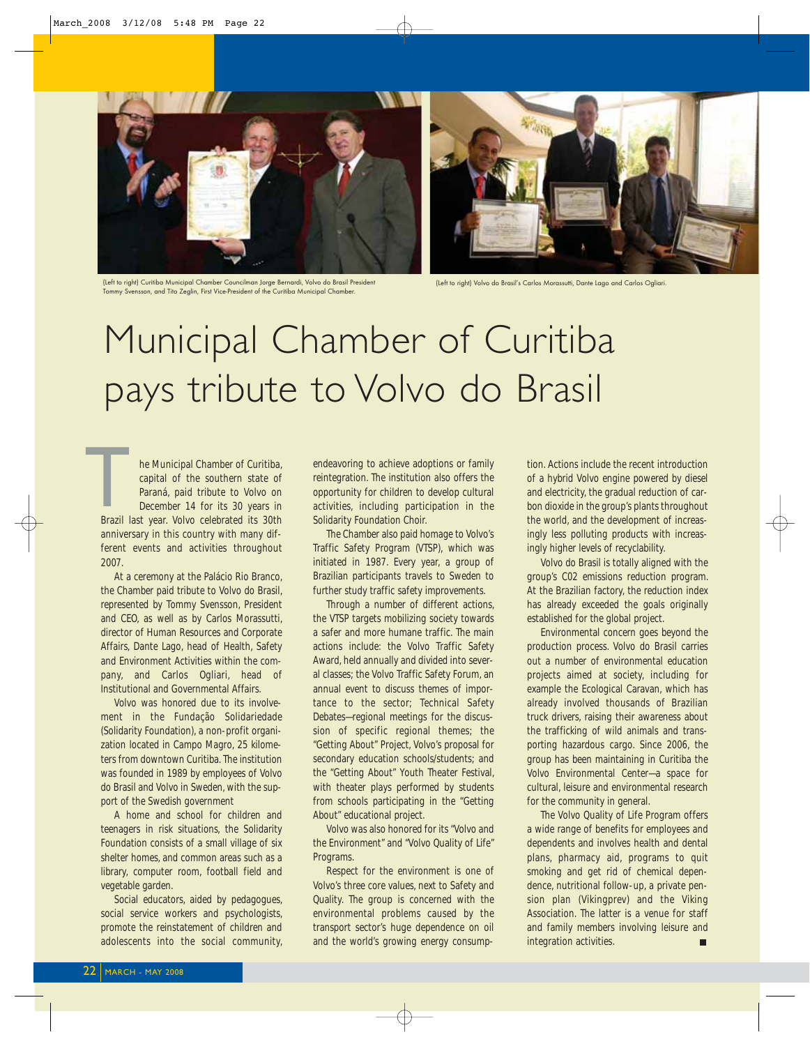(Left to right) Curitiba Municipal Chamber Councilman Jorge Bernardi, Volvo do Brasil President Tommy Svensson, and Tito Zeglin, First Vice-President of the Curitiba Municipal Chamber.

(Left to right) Volvo do Brasil's Carlos Morassutti, Dante Lago and Carlos Ogliari.

# Municipal Chamber of Curitiba pays tribute to Volvo do Brasil

The Municipal Chamber of Curitiba, capital of the southern state of Paraná, paid tribute to Volvo on December 14 for its 30 years in Brazil last year. Volvo celebrated its 30th anniversary in this country with many different events and activities throughout 2007.

At a ceremony at the Palácio Rio Branco, the Chamber paid tribute to Volvo do Brasil, represented by Tommy Svensson, President and CEO, as well as by Carlos Morassutti, director of Human Resources and Corporate Affairs, Dante Lago, head of Health, Safety and Environment Activities within the company, and Carlos Ogliari, head of Institutional and Governmental Affairs.

Volvo was honored due to its involvement in the Fundação Solidariedade (Solidarity Foundation), a non-profit organization located in Campo Magro, 25 kilometers from downtown Curitiba. The institution was founded in 1989 by employees of Volvo do Brasil and Volvo in Sweden, with the support of the Swedish government

A home and school for children and teenagers in risk situations, the Solidarity Foundation consists of a small village of six shelter homes, and common areas such as a library, computer room, football field and vegetable garden.

Social educators, aided by pedagogues, social service workers and psychologists, promote the reinstatement of children and adolescents into the social community, endeavoring to achieve adoptions or family reintegration. The institution also offers the opportunity for children to develop cultural activities, including participation in the Solidarity Foundation Choir.

The Chamber also paid homage to Volvo's Traffic Safety Program (VTSP), which was initiated in 1987. Every year, a group of Brazilian participants travels to Sweden to further study traffic safety improvements.

Through a number of different actions, the VTSP targets mobilizing society towards a safer and more humane traffic. The main actions include: the Volvo Traffic Safety Award, held annually and divided into several classes; the Volvo Traffic Safety Forum, an annual event to discuss themes of importance to the sector; Technical Safety Debates—regional meetings for the discussion of specific regional themes; the "Getting About" Project, Volvo's proposal for secondary education schools/students; and the "Getting About" Youth Theater Festival, with theater plays performed by students from schools participating in the "Getting About" educational project.

Volvo was also honored for its "Volvo and the Environment" and "Volvo Quality of Life" Programs.

Respect for the environment is one of Volvo's three core values, next to Safety and Quality. The group is concerned with the environmental problems caused by the transport sector's huge dependence on oil and the world's growing energy consumption. Actions include the recent introduction of a hybrid Volvo engine powered by diesel and electricity, the gradual reduction of carbon dioxide in the group's plants throughout the world, and the development of increasingly less polluting products with increasingly higher levels of recyclability.

Volvo do Brasil is totally aligned with the group's C02 emissions reduction program. At the Brazilian factory, the reduction index has already exceeded the goals originally established for the global project.

Environmental concern goes beyond the production process. Volvo do Brasil carries out a number of environmental education projects aimed at society, including for example the Ecological Caravan, which has already involved thousands of Brazilian truck drivers, raising their awareness about the trafficking of wild animals and transporting hazardous cargo. Since 2006, the group has been maintaining in Curitiba the Volvo Environmental Center—a space for cultural, leisure and environmental research for the community in general.

The Volvo Quality of Life Program offers a wide range of benefits for employees and dependents and involves health and dental plans, pharmacy aid, programs to quit smoking and get rid of chemical dependence, nutritional follow-up, a private pension plan (Vikingprev) and the Viking Association. The latter is a venue for staff and family members involving leisure and integration activities. ■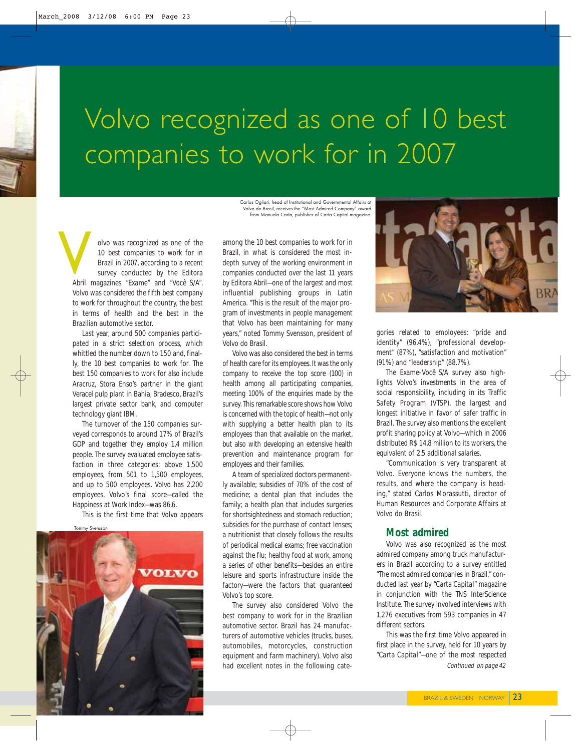# Volvo recognized as one of 10 best companies to work for in 2007

Carlos Ogliari, head of Institutional and Governmental Affairs at Volvo do Brasil, receives the "Most Admired Company" award from Manuela Carta, publisher of Carta Capital magazine.

Volvo was recognized as one of the 10 best companies to work for in Brazil in 2007, according to a recent survey conducted by the Editora Abril magazines "Exame" and "Você S/A". Volvo was considered the fifth best company to work for throughout the country, the best in terms of health and the best in the Brazilian automotive sector.

Last year, around 500 companies participated in a strict selection process, which whittled the number down to 150 and, finally, the 10 best companies to work for. The best 150 companies to work for also include Aracruz, Stora Enso's partner in the giant Veracel pulp plant in Bahia, Bradesco, Brazil's largest private sector bank, and computer technology giant IBM.

The turnover of the 150 companies surveyed corresponds to around 17% of Brazil's GDP and together they employ 1.4 million people. The survey evaluated employee satisfaction in three categories: above 1,500 employees, from 501 to 1,500 employees, and up to 500 employees. Volvo has 2,200 employees. Volvo's final score—called the Happiness at Work Index—was 86.6.

This is the first time that Volvo appears among the 10 best companies to work for in Brazil, in what is considered the most in-depth survey of the working environment in companies conducted over the last 11 years by Editora Abril—one of the largest and most influential publishing groups in Latin America. "This is the result of the major program of investments in people management that Volvo has been maintaining for many years," noted Tommy Svensson, president of Volvo do Brasil.

Tommy Svensson

Volvo was also considered the best in terms of health care for its employees. It was the only company to receive the top score (100) in health among all participating companies, meeting 100% of the enquiries made by the survey. This remarkable score shows how Volvo is concerned with the topic of health—not only with supplying a better health plan to its employees than that available on the market, but also with developing an extensive health prevention and maintenance program for employees and their families.

A team of specialized doctors permanently available; subsidies of 70% of the cost of medicine; a dental plan that includes the family; a health plan that includes surgeries for shortsightedness and stomach reduction; subsidies for the purchase of contact lenses; a nutritionist that closely follows the results of periodical medical exams; free vaccination against the flu; healthy food at work, among a series of other benefits—besides an entire leisure and sports infrastructure inside the factory—were the factors that guaranteed Volvo's top score.

The survey also considered Volvo the best company to work for in the Brazilian automotive sector. Brazil has 24 manufacturers of automotive vehicles (trucks, buses, automobiles, motorcycles, construction equipment and farm machinery). Volvo also had excellent notes in the following categories related to employees: "pride and identity" (96.4%), "professional development" (87%), "satisfaction and motivation" (91%) and "leadership" (88.7%).

The Exame-Você S/A survey also highlights Volvo's investments in the area of social responsibility, including in its Traffic Safety Program (VTSP), the largest and longest initiative in favor of safer traffic in Brazil. The survey also mentions the excellent profit sharing policy at Volvo—which in 2006 distributed R$ 14.8 million to its workers, the equivalent of 2.5 additional salaries.

"Communication is very transparent at Volvo. Everyone knows the numbers, the results, and where the company is heading," stated Carlos Morassutti, director of Human Resources and Corporate Affairs at Volvo do Brasil.

## Most admired

Volvo was also recognized as the most admired company among truck manufacturers in Brazil according to a survey entitled "The most admired companies in Brazil," conducted last year by "Carta Capital" magazine in conjunction with the TNS InterScience Institute. The survey involved interviews with 1,276 executives from 593 companies in 47 different sectors.

This was the first time Volvo appeared in first place in the survey, held for 10 years by "Carta Capital"—one of the most respected

*Continued on page 42*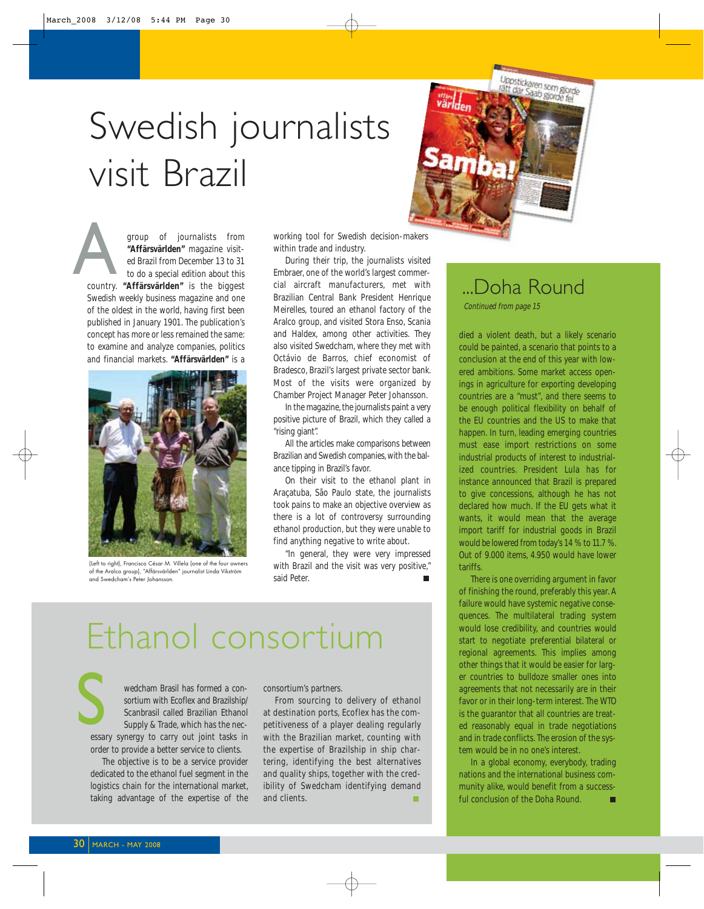# Swedish journalists visit Brazil

A group of journalists from **"Affärsvärlden"** magazine visited Brazil from December 13 to 31 to do a special edition about this country. **"Affärsvärlden"** is the biggest Swedish weekly business magazine and one of the oldest in the world, having first been published in January 1901. The publication's concept has more or less remained the same: to examine and analyze companies, politics and financial markets. **"Affärsvärlden"** is a working tool for Swedish decision-makers within trade and industry.

(Left to right), Francisco César M. Villela (one of the four owners of the Aralco group), "Affärsvärlden" journalist Linda Vikström and Swedcham's Peter Johansson.

During their trip, the journalists visited Embraer, one of the world's largest commercial aircraft manufacturers, met with Brazilian Central Bank President Henrique Meirelles, toured an ethanol factory of the Aralco group, and visited Stora Enso, Scania and Haldex, among other activities. They also visited Swedcham, where they met with Octávio de Barros, chief economist of Bradesco, Brazil's largest private sector bank. Most of the visits were organized by Chamber Project Manager Peter Johansson.

In the magazine, the journalists paint a very positive picture of Brazil, which they called a "rising giant".

All the articles make comparisons between Brazilian and Swedish companies, with the balance tipping in Brazil's favor.

On their visit to the ethanol plant in Araçatuba, São Paulo state, the journalists took pains to make an objective overview as there is a lot of controversy surrounding ethanol production, but they were unable to find anything negative to write about.

"In general, they were very impressed with Brazil and the visit was very positive," said Peter.

# Ethanol consortium

Swedcham Brasil has formed a consortium with Ecoflex and Brazilship/Scanbrasil called Brazilian Ethanol Supply & Trade, which has the necessary synergy to carry out joint tasks in order to provide a better service to clients.

The objective is to be a service provider dedicated to the ethanol fuel segment in the logistics chain for the international market, taking advantage of the expertise of the consortium's partners.

From sourcing to delivery of ethanol at destination ports, Ecoflex has the competitiveness of a player dealing regularly with the Brazilian market, counting with the expertise of Brazilship in ship chartering, identifying the best alternatives and quality ships, together with the credibility of Swedcham identifying demand and clients.

# ...Doha Round

*Continued from page 15*

died a violent death, but a likely scenario could be painted, a scenario that points to a conclusion at the end of this year with lowered ambitions. Some market access openings in agriculture for exporting developing countries are a "must", and there seems to be enough political flexibility on behalf of the EU countries and the US to make that happen. In turn, leading emerging countries must ease import restrictions on some industrial products of interest to industrialized countries. President Lula has for instance announced that Brazil is prepared to give concessions, although he has not declared how much. If the EU gets what it wants, it would mean that the average import tariff for industrial goods in Brazil would be lowered from today's 14 % to 11.7 %. Out of 9.000 items, 4.950 would have lower tariffs.

There is one overriding argument in favor of finishing the round, preferably this year. A failure would have systemic negative consequences. The multilateral trading system would lose credibility, and countries would start to negotiate preferential bilateral or regional agreements. This implies among other things that it would be easier for larger countries to bulldoze smaller ones into agreements that not necessarily are in their favor or in their long-term interest. The WTO is the guarantor that all countries are treated reasonably equal in trade negotiations and in trade conflicts. The erosion of the system would be in no one's interest.

In a global economy, everybody, trading nations and the international business community alike, would benefit from a successful conclusion of the Doha Round.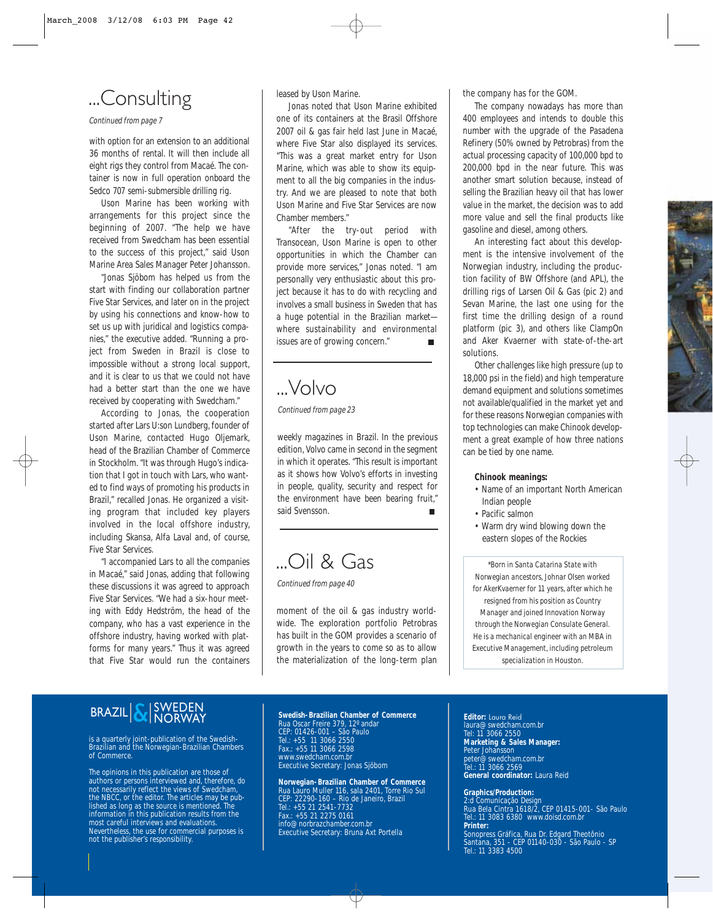# ...Consulting

*Continued from page 7*

with option for an extension to an additional 36 months of rental. It will then include all eight rigs they control from Macaé. The container is now in full operation onboard the Sedco 707 semi-submersible drilling rig.

Uson Marine has been working with arrangements for this project since the beginning of 2007. "The help we have received from Swedcham has been essential to the success of this project," said Uson Marine Area Sales Manager Peter Johansson.

"Jonas Sjöbom has helped us from the start with finding our collaboration partner Five Star Services, and later on in the project by using his connections and know-how to set us up with juridical and logistics companies," the executive added. "Running a project from Sweden in Brazil is close to impossible without a strong local support, and it is clear to us that we could not have had a better start than the one we have received by cooperating with Swedcham."

According to Jonas, the cooperation started after Lars U:son Lundberg, founder of Uson Marine, contacted Hugo Oljemark, head of the Brazilian Chamber of Commerce in Stockholm. "It was through Hugo's indication that I got in touch with Lars, who wanted to find ways of promoting his products in Brazil," recalled Jonas. He organized a visiting program that included key players involved in the local offshore industry, including Skansa, Alfa Laval and, of course, Five Star Services.

"I accompanied Lars to all the companies in Macaé," said Jonas, adding that following these discussions it was agreed to approach Five Star Services. "We had a six-hour meeting with Eddy Hedström, the head of the company, who has a vast experience in the offshore industry, having worked with platforms for many years." Thus it was agreed that Five Star would run the containers leased by Uson Marine.

Jonas noted that Uson Marine exhibited one of its containers at the Brasil Offshore 2007 oil & gas fair held last June in Macaé, where Five Star also displayed its services. "This was a great market entry for Uson Marine, which was able to show its equipment to all the big companies in the industry. And we are pleased to note that both Uson Marine and Five Star Services are now Chamber members."

"After the try-out period with Transocean, Uson Marine is open to other opportunities in which the Chamber can provide more services," Jonas noted. "I am personally very enthusiastic about this project because it has to do with recycling and involves a small business in Sweden that has a huge potential in the Brazilian market—where sustainability and environmental issues are of growing concern." ■

# ...Volvo

*Continued from page 23*

weekly magazines in Brazil. In the previous edition, Volvo came in second in the segment in which it operates. "This result is important as it shows how Volvo's efforts in investing in people, quality, security and respect for the environment have been bearing fruit," said Svensson. ■

# ...Oil & Gas

*Continued from page 40*

moment of the oil & gas industry worldwide. The exploration portfolio Petrobras has built in the GOM provides a scenario of growth in the years to come so as to allow the materialization of the long-term plan the company has for the GOM.

The company nowadays has more than 400 employees and intends to double this number with the upgrade of the Pasadena Refinery (50% owned by Petrobras) from the actual processing capacity of 100,000 bpd to 200,000 bpd in the near future. This was another smart solution because, instead of selling the Brazilian heavy oil that has lower value in the market, the decision was to add more value and sell the final products like gasoline and diesel, among others.

An interesting fact about this development is the intensive involvement of the Norwegian industry, including the production facility of BW Offshore (and APL), the drilling rigs of Larsen Oil & Gas (pic 2) and Sevan Marine, the last one using for the first time the drilling design of a round platform (pic 3), and others like ClampOn and Aker Kvaerner with state-of-the-art solutions.

Other challenges like high pressure (up to 18,000 psi in the field) and high temperature demand equipment and solutions sometimes not available/qualified in the market yet and for these reasons Norwegian companies with top technologies can make Chinook development a great example of how three nations can be tied by one name.

**Chinook meanings:**

- Name of an important North American Indian people
- Pacific salmon
- Warm dry wind blowing down the eastern slopes of the Rockies

*Born in Santa Catarina State with Norwegian ancestors, Johnar Olsen worked for AkerKvaerner for 11 years, after which he resigned from his position as Country Manager and joined Innovation Norway through the Norwegian Consulate General. He is a mechanical engineer with an MBA in Executive Management, including petroleum specialization in Houston.

BRAZIL & SWEDEN NORWAY

is a quarterly joint-publication of the Swedish-Brazilian and the Norwegian-Brazilian Chambers of Commerce.

The opinions in this publication are those of authors or persons interviewed and, therefore, do not necessarily reflect the views of Swedcham, the NBCC, or the editor. The articles may be published as long as the source is mentioned. The information in this publication results from the most careful interviews and evaluations. Nevertheless, the use for commercial purposes is not the publisher's responsibility.

**Swedish-Brazilian Chamber of Commerce**
Rua Oscar Freire 379, 12º andar
CEP: 01426-001 – São Paulo
Tel.: +55 11 3066 2550
Fax.: +55 11 3066 2598
www.swedcham.com.br
Executive Secretary: Jonas Sjöbom

**Norwegian-Brazilian Chamber of Commerce**
Rua Lauro Muller 116, sala 2401, Torre Rio Sul
CEP: 22290-160 – Rio de Janeiro, Brazil
Tel.: +55 21 2541-7732
Fax.: +55 21 2275 0161
info@norbrazchamber.com.br
Executive Secretary: Bruna Axt Portella

**Editor:** Laura Reid
laura@swedcham.com.br
Tel: 11 3066 2550
**Marketing & Sales Manager:**
Peter Johansson
peter@swedcham.com.br
Tel.: 11 3066 2569
**General coordinator:** Laura Reid

**Graphics/Production:**
2:d Comunicação Design
Rua Bela Cintra 1618/2, CEP 01415-001- São Paulo
Tel.: 11 3083 6380 www.doisd.com.br
**Printer:**
Sonopress Gráfica, Rua Dr. Edgard Theotônio Santana, 351 - CEP 01140-030 - São Paulo - SP
Tel.: 11 3383 4500